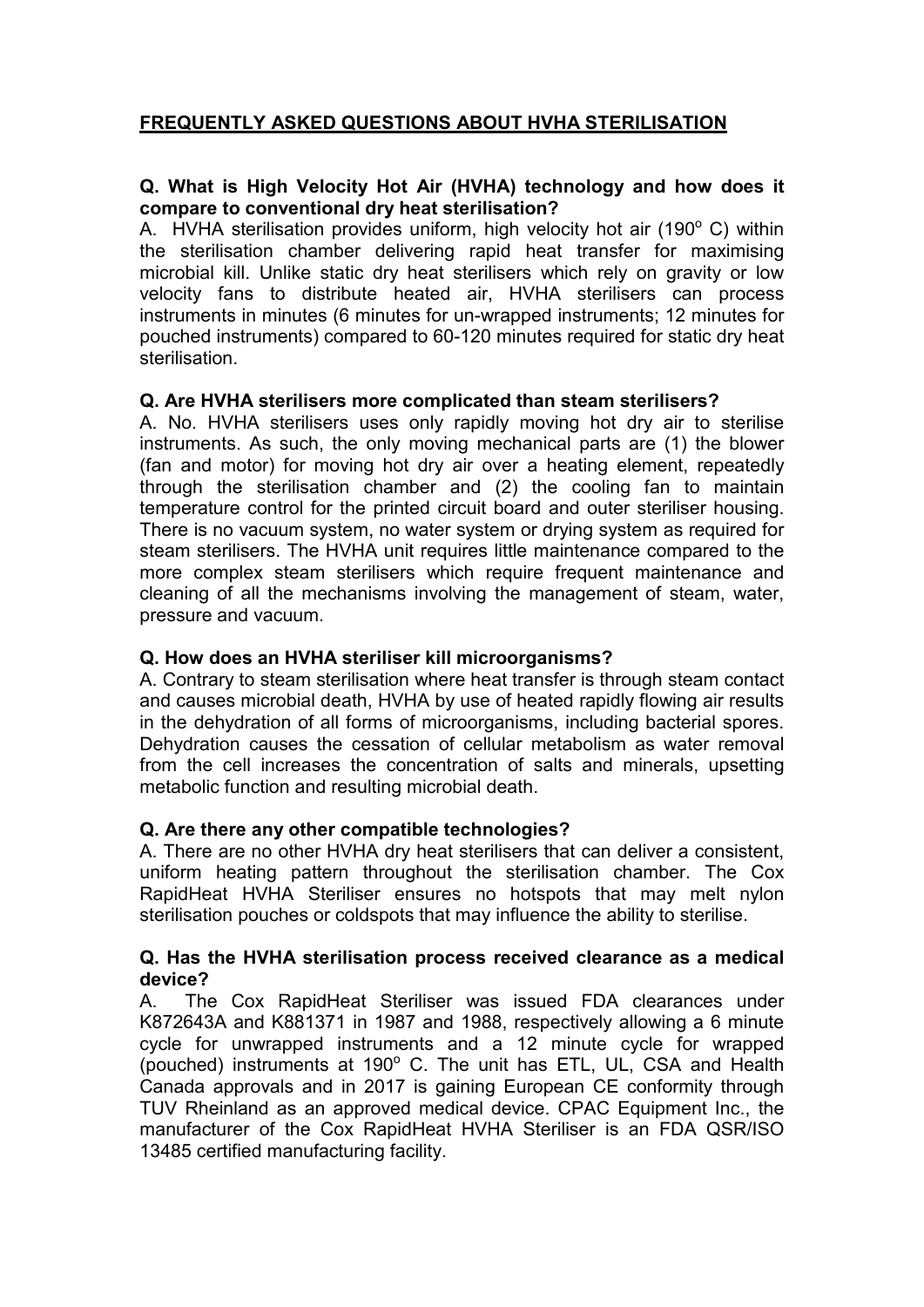# FREQUENTLY ASKED QUESTIONS ABOUT HVHA STERILISATION

**Q. What is High Velocity Hot Air (HVHA) technology and how does it compare to conventional dry heat sterilisation?**

A. HVHA sterilisation provides uniform, high velocity hot air (190$^o$ C) within the sterilisation chamber delivering rapid heat transfer for maximising microbial kill. Unlike static dry heat sterilisers which rely on gravity or low velocity fans to distribute heated air, HVHA sterilisers can process instruments in minutes (6 minutes for un-wrapped instruments; 12 minutes for pouched instruments) compared to 60-120 minutes required for static dry heat sterilisation.

**Q. Are HVHA sterilisers more complicated than steam sterilisers?**

A. No. HVHA sterilisers uses only rapidly moving hot dry air to sterilise instruments. As such, the only moving mechanical parts are (1) the blower (fan and motor) for moving hot dry air over a heating element, repeatedly through the sterilisation chamber and (2) the cooling fan to maintain temperature control for the printed circuit board and outer steriliser housing. There is no vacuum system, no water system or drying system as required for steam sterilisers. The HVHA unit requires little maintenance compared to the more complex steam sterilisers which require frequent maintenance and cleaning of all the mechanisms involving the management of steam, water, pressure and vacuum.

**Q. How does an HVHA steriliser kill microorganisms?**

A. Contrary to steam sterilisation where heat transfer is through steam contact and causes microbial death, HVHA by use of heated rapidly flowing air results in the dehydration of all forms of microorganisms, including bacterial spores. Dehydration causes the cessation of cellular metabolism as water removal from the cell increases the concentration of salts and minerals, upsetting metabolic function and resulting microbial death.

**Q. Are there any other compatible technologies?**

A. There are no other HVHA dry heat sterilisers that can deliver a consistent, uniform heating pattern throughout the sterilisation chamber. The Cox RapidHeat HVHA Steriliser ensures no hotspots that may melt nylon sterilisation pouches or coldspots that may influence the ability to sterilise.

**Q. Has the HVHA sterilisation process received clearance as a medical device?**

A. The Cox RapidHeat Steriliser was issued FDA clearances under K872643A and K881371 in 1987 and 1988, respectively allowing a 6 minute cycle for unwrapped instruments and a 12 minute cycle for wrapped (pouched) instruments at 190$^o$ C. The unit has ETL, UL, CSA and Health Canada approvals and in 2017 is gaining European CE conformity through TUV Rheinland as an approved medical device. CPAC Equipment Inc., the manufacturer of the Cox RapidHeat HVHA Steriliser is an FDA QSR/ISO 13485 certified manufacturing facility.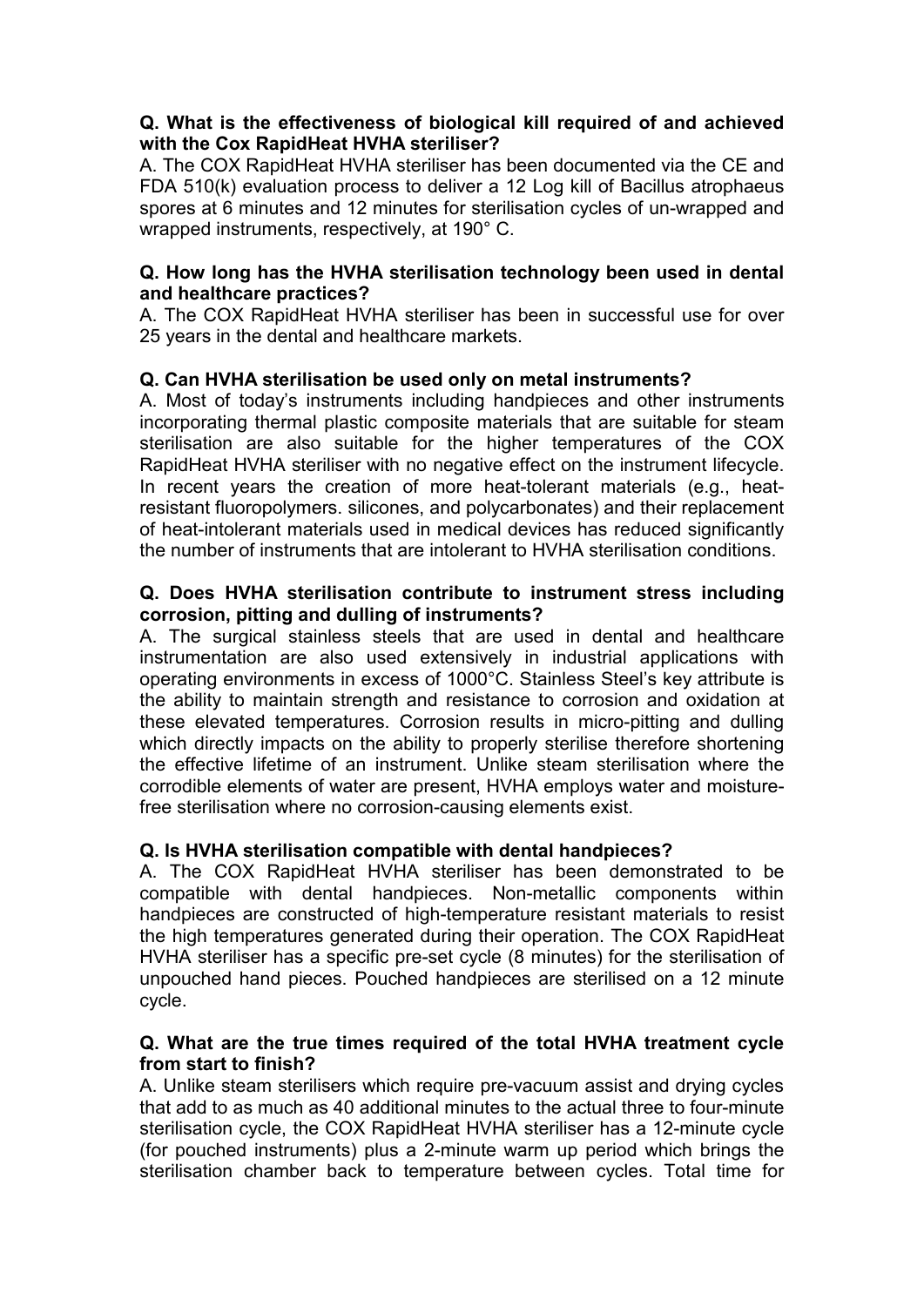**Q. What is the effectiveness of biological kill required of and achieved with the Cox RapidHeat HVHA steriliser?**

A. The COX RapidHeat HVHA steriliser has been documented via the CE and FDA 510(k) evaluation process to deliver a 12 Log kill of Bacillus atrophaeus spores at 6 minutes and 12 minutes for sterilisation cycles of un-wrapped and wrapped instruments, respectively, at 190° C.

**Q. How long has the HVHA sterilisation technology been used in dental and healthcare practices?**

A. The COX RapidHeat HVHA steriliser has been in successful use for over 25 years in the dental and healthcare markets.

**Q. Can HVHA sterilisation be used only on metal instruments?**

A. Most of today's instruments including handpieces and other instruments incorporating thermal plastic composite materials that are suitable for steam sterilisation are also suitable for the higher temperatures of the COX RapidHeat HVHA steriliser with no negative effect on the instrument lifecycle. In recent years the creation of more heat-tolerant materials (e.g., heat-resistant fluoropolymers. silicones, and polycarbonates) and their replacement of heat-intolerant materials used in medical devices has reduced significantly the number of instruments that are intolerant to HVHA sterilisation conditions.

**Q. Does HVHA sterilisation contribute to instrument stress including corrosion, pitting and dulling of instruments?**

A. The surgical stainless steels that are used in dental and healthcare instrumentation are also used extensively in industrial applications with operating environments in excess of 1000°C. Stainless Steel's key attribute is the ability to maintain strength and resistance to corrosion and oxidation at these elevated temperatures. Corrosion results in micro-pitting and dulling which directly impacts on the ability to properly sterilise therefore shortening the effective lifetime of an instrument. Unlike steam sterilisation where the corrodible elements of water are present, HVHA employs water and moisture-free sterilisation where no corrosion-causing elements exist.

**Q. Is HVHA sterilisation compatible with dental handpieces?**

A. The COX RapidHeat HVHA steriliser has been demonstrated to be compatible with dental handpieces. Non-metallic components within handpieces are constructed of high-temperature resistant materials to resist the high temperatures generated during their operation. The COX RapidHeat HVHA steriliser has a specific pre-set cycle (8 minutes) for the sterilisation of unpouched hand pieces. Pouched handpieces are sterilised on a 12 minute cycle.

**Q. What are the true times required of the total HVHA treatment cycle from start to finish?**

A. Unlike steam sterilisers which require pre-vacuum assist and drying cycles that add to as much as 40 additional minutes to the actual three to four-minute sterilisation cycle, the COX RapidHeat HVHA steriliser has a 12-minute cycle (for pouched instruments) plus a 2-minute warm up period which brings the sterilisation chamber back to temperature between cycles. Total time for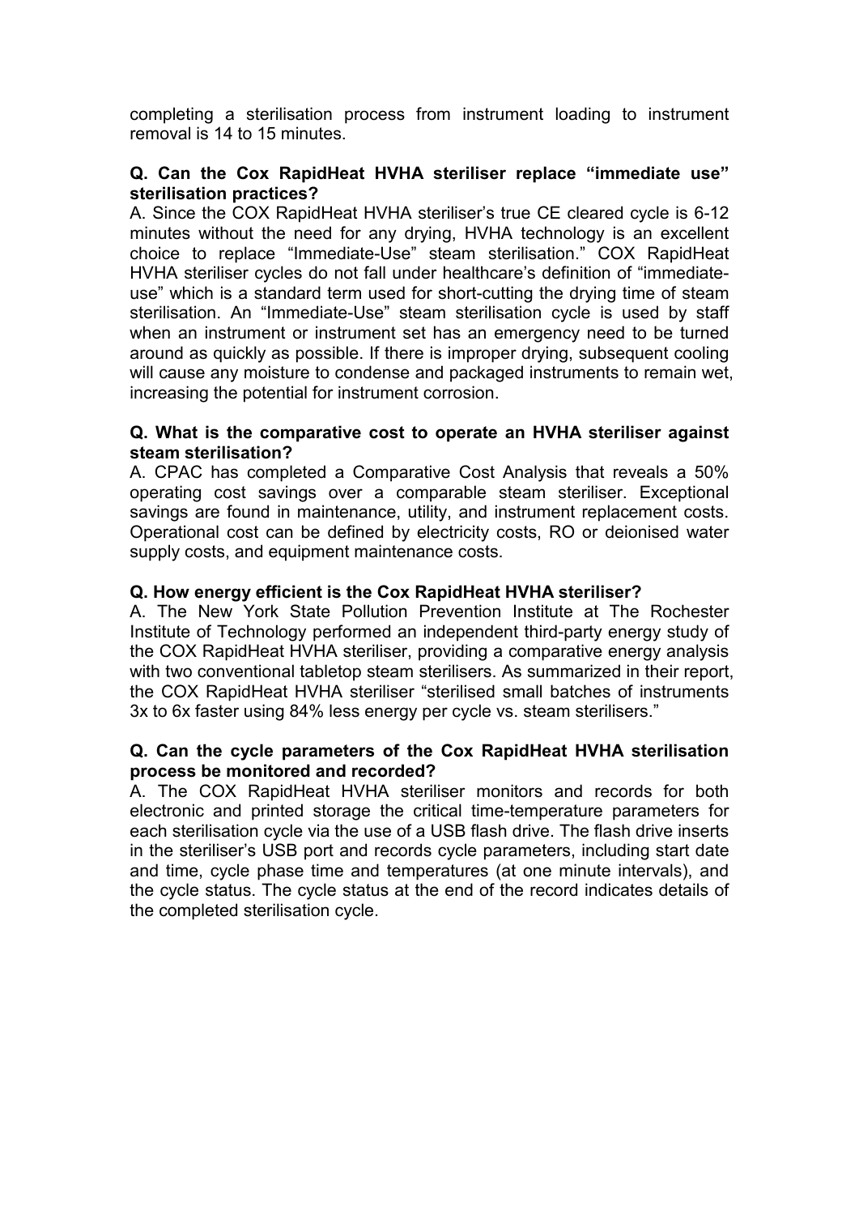completing a sterilisation process from instrument loading to instrument removal is 14 to 15 minutes.

**Q. Can the Cox RapidHeat HVHA steriliser replace “immediate use” sterilisation practices?**

A. Since the COX RapidHeat HVHA steriliser’s true CE cleared cycle is 6-12 minutes without the need for any drying, HVHA technology is an excellent choice to replace “Immediate-Use” steam sterilisation.” COX RapidHeat HVHA steriliser cycles do not fall under healthcare’s definition of “immediate-use” which is a standard term used for short-cutting the drying time of steam sterilisation. An “Immediate-Use” steam sterilisation cycle is used by staff when an instrument or instrument set has an emergency need to be turned around as quickly as possible. If there is improper drying, subsequent cooling will cause any moisture to condense and packaged instruments to remain wet, increasing the potential for instrument corrosion.

**Q. What is the comparative cost to operate an HVHA steriliser against steam sterilisation?**

A. CPAC has completed a Comparative Cost Analysis that reveals a 50% operating cost savings over a comparable steam steriliser. Exceptional savings are found in maintenance, utility, and instrument replacement costs. Operational cost can be defined by electricity costs, RO or deionised water supply costs, and equipment maintenance costs.

**Q. How energy efficient is the Cox RapidHeat HVHA steriliser?**

A. The New York State Pollution Prevention Institute at The Rochester Institute of Technology performed an independent third-party energy study of the COX RapidHeat HVHA steriliser, providing a comparative energy analysis with two conventional tabletop steam sterilisers. As summarized in their report, the COX RapidHeat HVHA steriliser “sterilised small batches of instruments 3x to 6x faster using 84% less energy per cycle vs. steam sterilisers.”

**Q. Can the cycle parameters of the Cox RapidHeat HVHA sterilisation process be monitored and recorded?**

A. The COX RapidHeat HVHA steriliser monitors and records for both electronic and printed storage the critical time-temperature parameters for each sterilisation cycle via the use of a USB flash drive. The flash drive inserts in the steriliser’s USB port and records cycle parameters, including start date and time, cycle phase time and temperatures (at one minute intervals), and the cycle status. The cycle status at the end of the record indicates details of the completed sterilisation cycle.